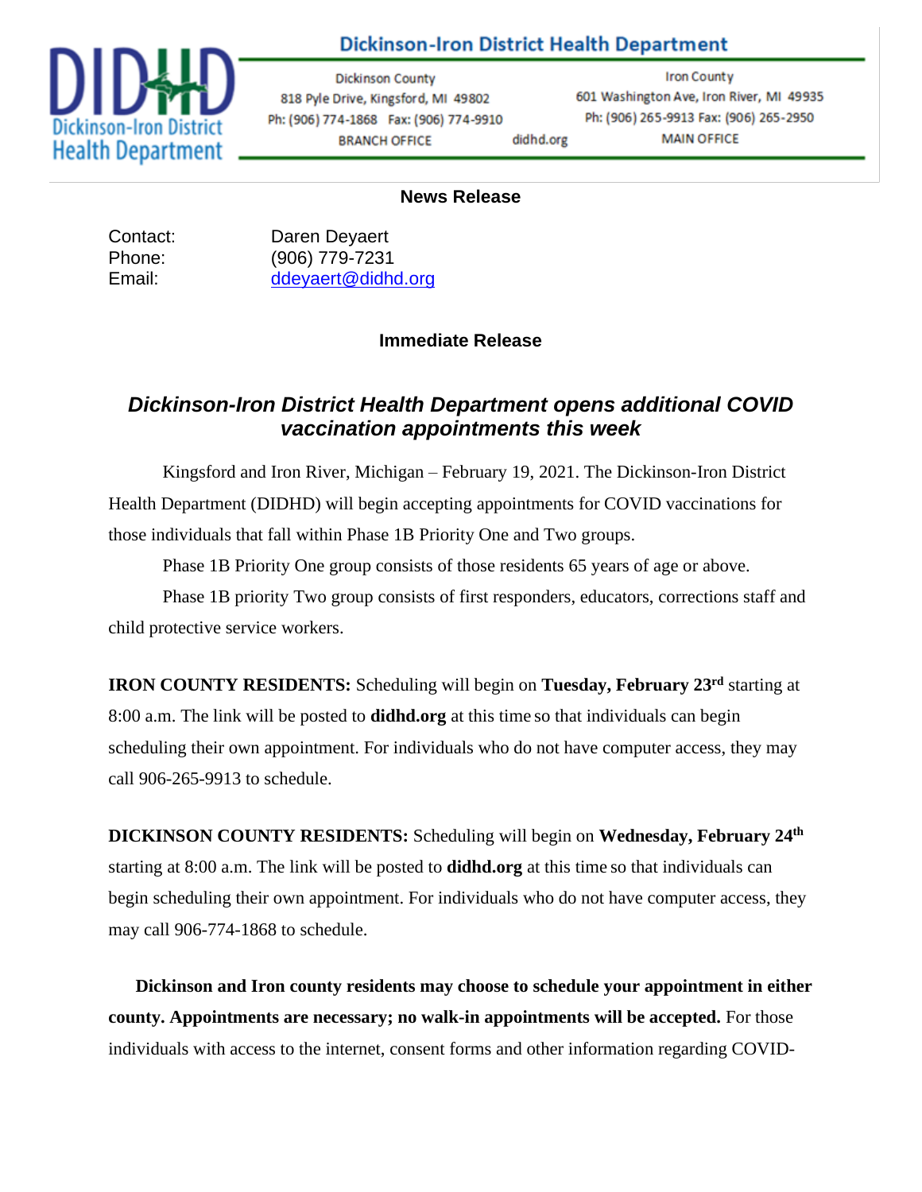Dickinson-Iron District Health Department

Dickinson County
818 Pyle Drive, Kingsford, MI 49802
Ph: (906) 774-1868 Fax: (906) 774-9910
BRANCH OFFICE

didhd.org

Iron County
601 Washington Ave, Iron River, MI 49935
Ph: (906) 265-9913 Fax: (906) 265-2950
MAIN OFFICE

**News Release**

Contact: Daren Deyaert
Phone: (906) 779-7231
Email: ddeyaert@didhd.org

**Immediate Release**

## *Dickinson-Iron District Health Department opens additional COVID vaccination appointments this week*

Kingsford and Iron River, Michigan – February 19, 2021. The Dickinson-Iron District Health Department (DIDHD) will begin accepting appointments for COVID vaccinations for those individuals that fall within Phase 1B Priority One and Two groups.

Phase 1B Priority One group consists of those residents 65 years of age or above.

Phase 1B priority Two group consists of first responders, educators, corrections staff and child protective service workers.

**IRON COUNTY RESIDENTS:** Scheduling will begin on **Tuesday, February 23rd** starting at 8:00 a.m. The link will be posted to **didhd.org** at this time so that individuals can begin scheduling their own appointment. For individuals who do not have computer access, they may call 906-265-9913 to schedule.

**DICKINSON COUNTY RESIDENTS:** Scheduling will begin on **Wednesday, February 24th** starting at 8:00 a.m. The link will be posted to **didhd.org** at this time so that individuals can begin scheduling their own appointment. For individuals who do not have computer access, they may call 906-774-1868 to schedule.

**Dickinson and Iron county residents may choose to schedule your appointment in either county. Appointments are necessary; no walk-in appointments will be accepted.** For those individuals with access to the internet, consent forms and other information regarding COVID-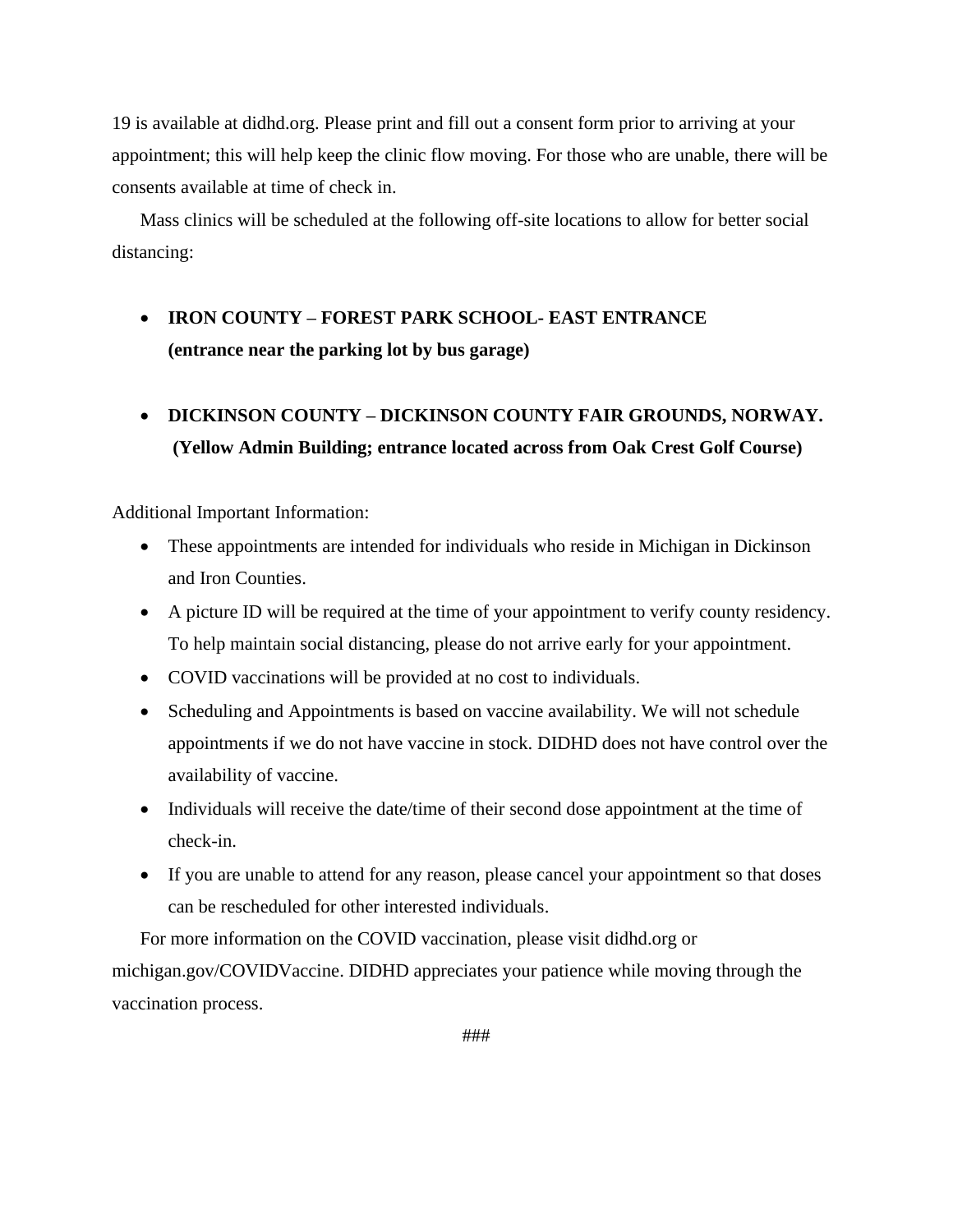19 is available at didhd.org. Please print and fill out a consent form prior to arriving at your appointment; this will help keep the clinic flow moving. For those who are unable, there will be consents available at time of check in.

Mass clinics will be scheduled at the following off-site locations to allow for better social distancing:

- **IRON COUNTY – FOREST PARK SCHOOL- EAST ENTRANCE (entrance near the parking lot by bus garage)**

- **DICKINSON COUNTY – DICKINSON COUNTY FAIR GROUNDS, NORWAY. (Yellow Admin Building; entrance located across from Oak Crest Golf Course)**

Additional Important Information:

- These appointments are intended for individuals who reside in Michigan in Dickinson and Iron Counties.
- A picture ID will be required at the time of your appointment to verify county residency. To help maintain social distancing, please do not arrive early for your appointment.
- COVID vaccinations will be provided at no cost to individuals.
- Scheduling and Appointments is based on vaccine availability. We will not schedule appointments if we do not have vaccine in stock. DIDHD does not have control over the availability of vaccine.
- Individuals will receive the date/time of their second dose appointment at the time of check-in.
- If you are unable to attend for any reason, please cancel your appointment so that doses can be rescheduled for other interested individuals.

For more information on the COVID vaccination, please visit didhd.org or michigan.gov/COVIDVaccine. DIDHD appreciates your patience while moving through the vaccination process.

###